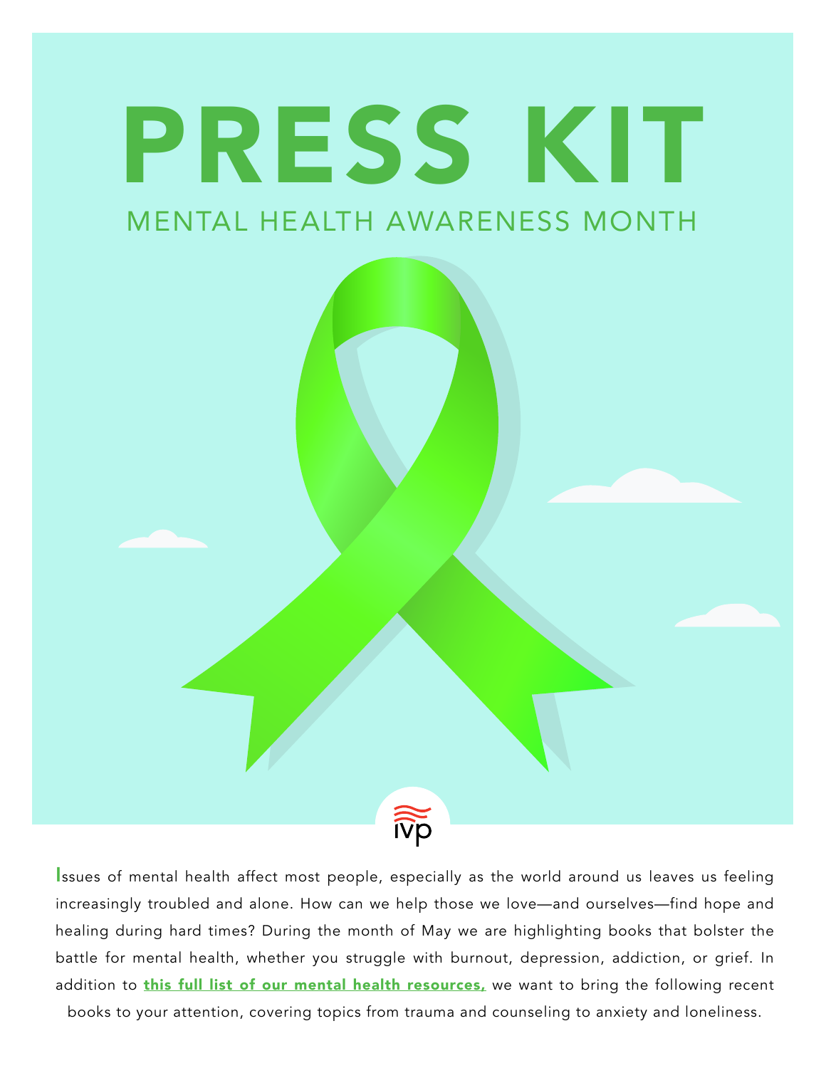# PRESS KIT

## MENTAL HEALTH AWARENESS MONTH

ivp

Issues of mental health affect most people, especially as the world around us leaves us feeling increasingly troubled and alone. How can we help those we love—and ourselves—find hope and healing during hard times? During the month of May we are highlighting books that bolster the battle for mental health, whether you struggle with burnout, depression, addiction, or grief. In addition to **this full list of our mental health resources,** we want to bring the following recent books to your attention, covering topics from trauma and counseling to anxiety and loneliness.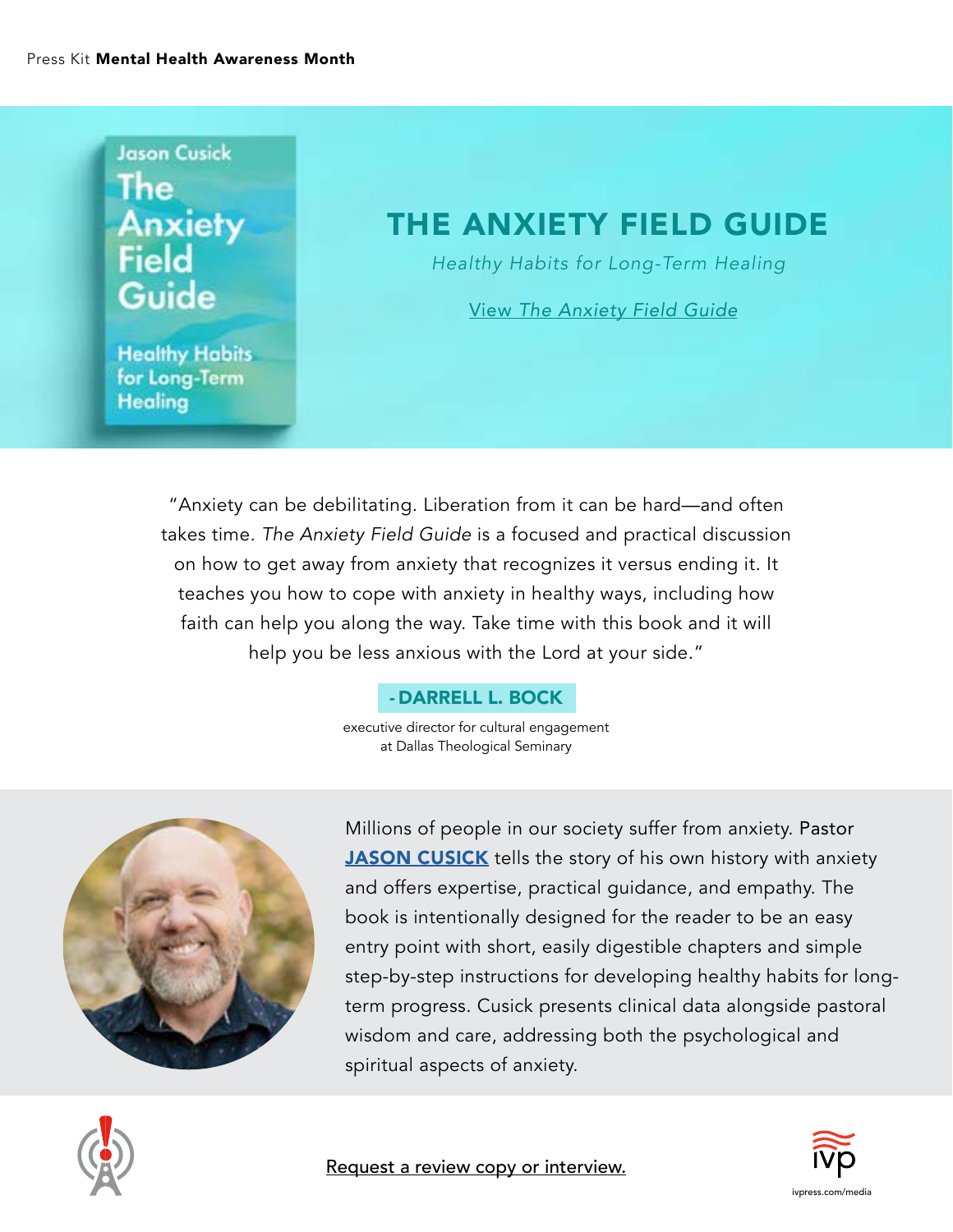Press Kit **Mental Health Awareness Month**

# THE ANXIETY FIELD GUIDE

*Healthy Habits for Long-Term Healing*

View *The Anxiety Field Guide*

"Anxiety can be debilitating. Liberation from it can be hard—and often takes time. *The Anxiety Field Guide* is a focused and practical discussion on how to get away from anxiety that recognizes it versus ending it. It teaches you how to cope with anxiety in healthy ways, including how faith can help you along the way. Take time with this book and it will help you be less anxious with the Lord at your side."

**- DARRELL L. BOCK**

executive director for cultural engagement at Dallas Theological Seminary

Millions of people in our society suffer from anxiety. Pastor **JASON CUSICK** tells the story of his own history with anxiety and offers expertise, practical guidance, and empathy. The book is intentionally designed for the reader to be an easy entry point with short, easily digestible chapters and simple step-by-step instructions for developing healthy habits for long-term progress. Cusick presents clinical data alongside pastoral wisdom and care, addressing both the psychological and spiritual aspects of anxiety.

Request a review copy or interview.

ivpress.com/media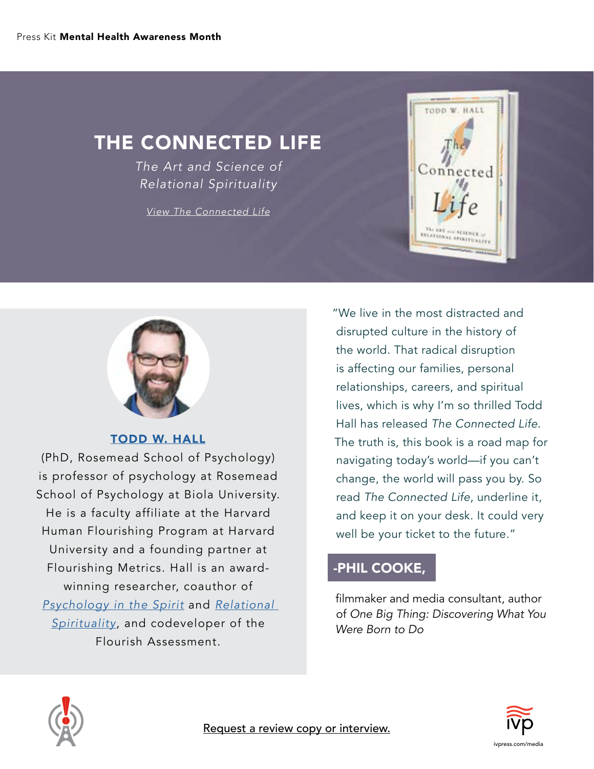Press Kit **Mental Health Awareness Month**

# THE CONNECTED LIFE

*The Art and Science of Relational Spirituality*

*View The Connected Life*

## TODD W. HALL

(PhD, Rosemead School of Psychology) is professor of psychology at Rosemead School of Psychology at Biola University. He is a faculty affiliate at the Harvard Human Flourishing Program at Harvard University and a founding partner at Flourishing Metrics. Hall is an award-winning researcher, coauthor of *Psychology in the Spirit* and *Relational Spirituality*, and codeveloper of the Flourish Assessment.

"We live in the most distracted and disrupted culture in the history of the world. That radical disruption is affecting our families, personal relationships, careers, and spiritual lives, which is why I'm so thrilled Todd Hall has released *The Connected Life*. The truth is, this book is a road map for navigating today's world—if you can't change, the world will pass you by. So read *The Connected Life*, underline it, and keep it on your desk. It could very well be your ticket to the future."

**-PHIL COOKE,**

filmmaker and media consultant, author of *One Big Thing: Discovering What You Were Born to Do*

Request a review copy or interview.

ivpress.com/media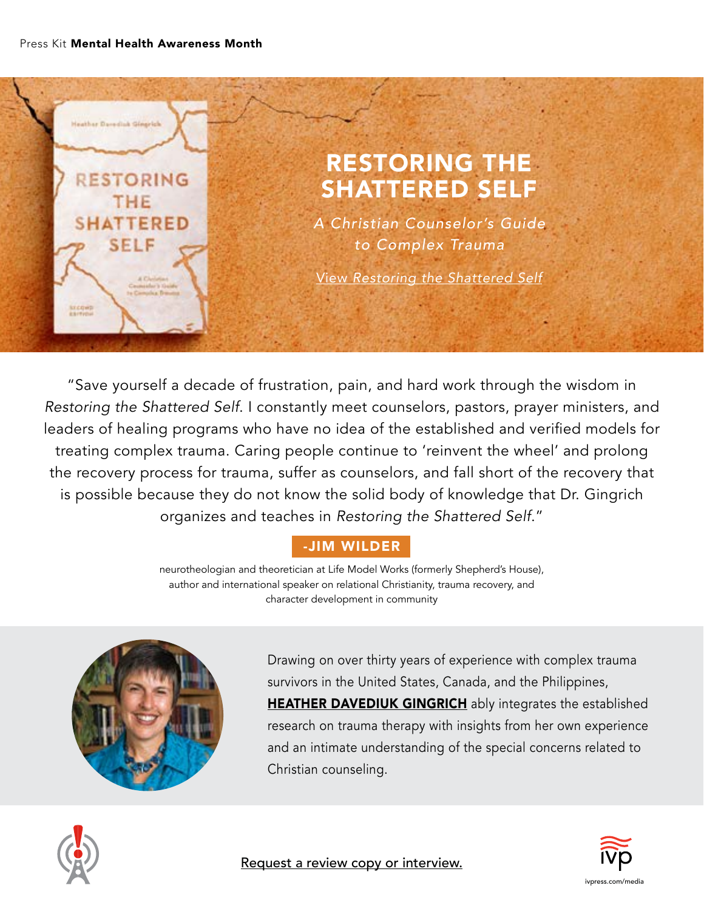Press Kit **Mental Health Awareness Month**

# RESTORING THE SHATTERED SELF

*A Christian Counselor's Guide to Complex Trauma*

View *Restoring the Shattered Self*

"Save yourself a decade of frustration, pain, and hard work through the wisdom in *Restoring the Shattered Self*. I constantly meet counselors, pastors, prayer ministers, and leaders of healing programs who have no idea of the established and verified models for treating complex trauma. Caring people continue to 'reinvent the wheel' and prolong the recovery process for trauma, suffer as counselors, and fall short of the recovery that is possible because they do not know the solid body of knowledge that Dr. Gingrich organizes and teaches in *Restoring the Shattered Self*."

**-JIM WILDER**

neurotheologian and theoretician at Life Model Works (formerly Shepherd's House), author and international speaker on relational Christianity, trauma recovery, and character development in community

Drawing on over thirty years of experience with complex trauma survivors in the United States, Canada, and the Philippines, **HEATHER DAVEDIUK GINGRICH** ably integrates the established research on trauma therapy with insights from her own experience and an intimate understanding of the special concerns related to Christian counseling.

Request a review copy or interview.

ivpress.com/media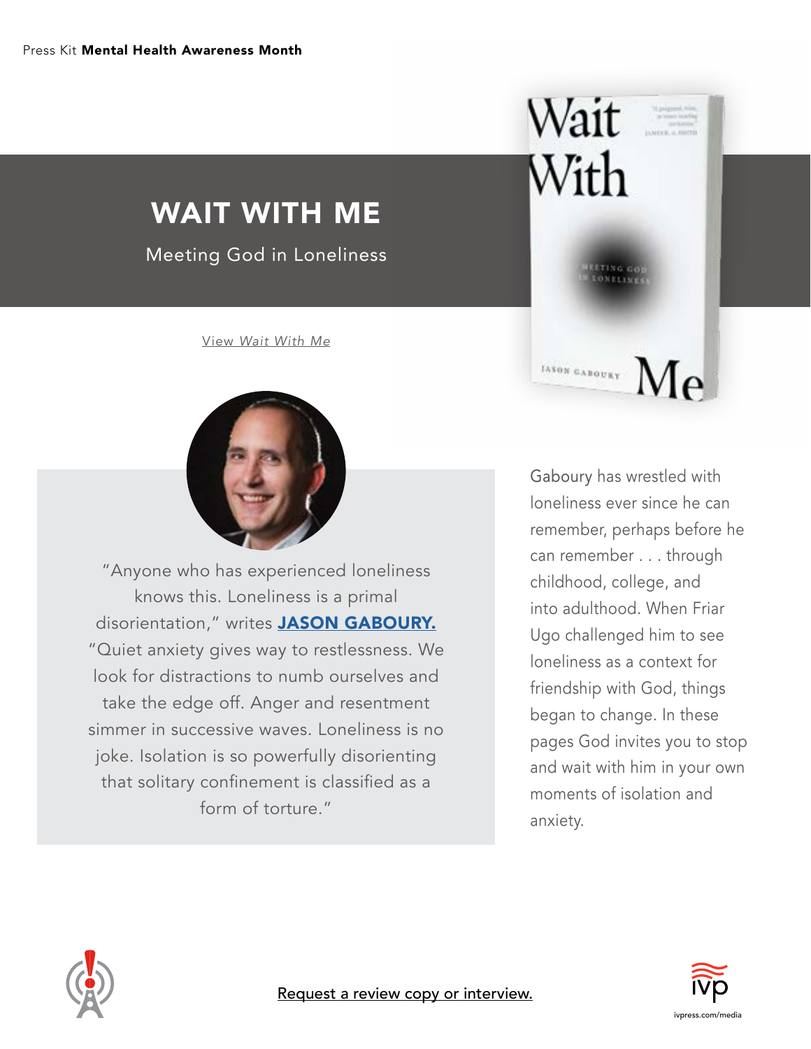Press Kit **Mental Health Awareness Month**

# WAIT WITH ME

## Meeting God in Loneliness

View *Wait With Me*

"Anyone who has experienced loneliness knows this. Loneliness is a primal disorientation," writes **JASON GABOURY.** "Quiet anxiety gives way to restlessness. We look for distractions to numb ourselves and take the edge off. Anger and resentment simmer in successive waves. Loneliness is no joke. Isolation is so powerfully disorienting that solitary confinement is classified as a form of torture."

Gaboury has wrestled with loneliness ever since he can remember, perhaps before he can remember . . . through childhood, college, and into adulthood. When Friar Ugo challenged him to see loneliness as a context for friendship with God, things began to change. In these pages God invites you to stop and wait with him in your own moments of isolation and anxiety.

Request a review copy or interview.

ivpress.com/media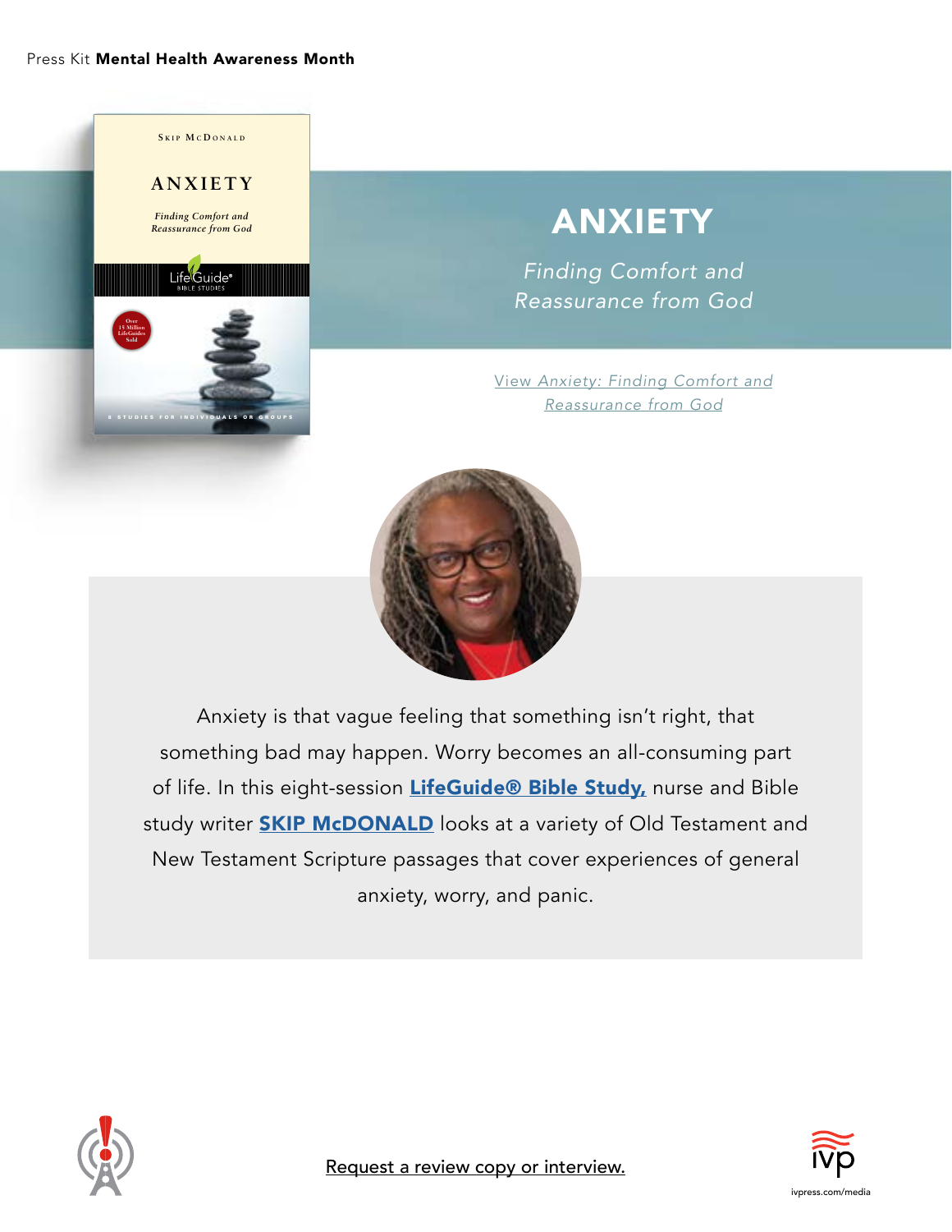Press Kit **Mental Health Awareness Month**

# ANXIETY

*Finding Comfort and Reassurance from God*

[View *Anxiety: Finding Comfort and Reassurance from God*]

Anxiety is that vague feeling that something isn't right, that something bad may happen. Worry becomes an all-consuming part of life. In this eight-session **LifeGuide® Bible Study,** nurse and Bible study writer **SKIP McDONALD** looks at a variety of Old Testament and New Testament Scripture passages that cover experiences of general anxiety, worry, and panic.

Request a review copy or interview.

ivpress.com/media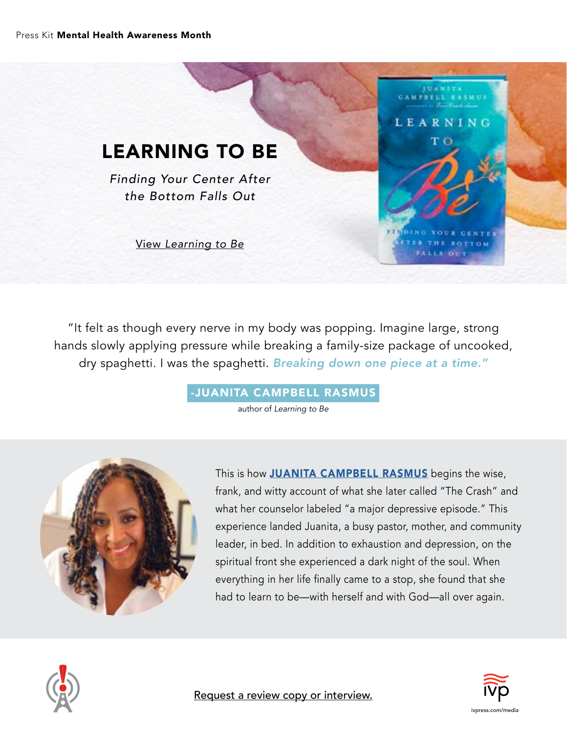Press Kit **Mental Health Awareness Month**

# LEARNING TO BE

*Finding Your Center After the Bottom Falls Out*

View *Learning to Be*

"It felt as though every nerve in my body was popping. Imagine large, strong hands slowly applying pressure while breaking a family-size package of uncooked, dry spaghetti. I was the spaghetti. ***Breaking down one piece at a time.***"

**-JUANITA CAMPBELL RASMUS**

author of *Learning to Be*

This is how **JUANITA CAMPBELL RASMUS** begins the wise, frank, and witty account of what she later called "The Crash" and what her counselor labeled "a major depressive episode." This experience landed Juanita, a busy pastor, mother, and community leader, in bed. In addition to exhaustion and depression, on the spiritual front she experienced a dark night of the soul. When everything in her life finally came to a stop, she found that she had to learn to be—with herself and with God—all over again.

Request a review copy or interview.

ivpress.com/media